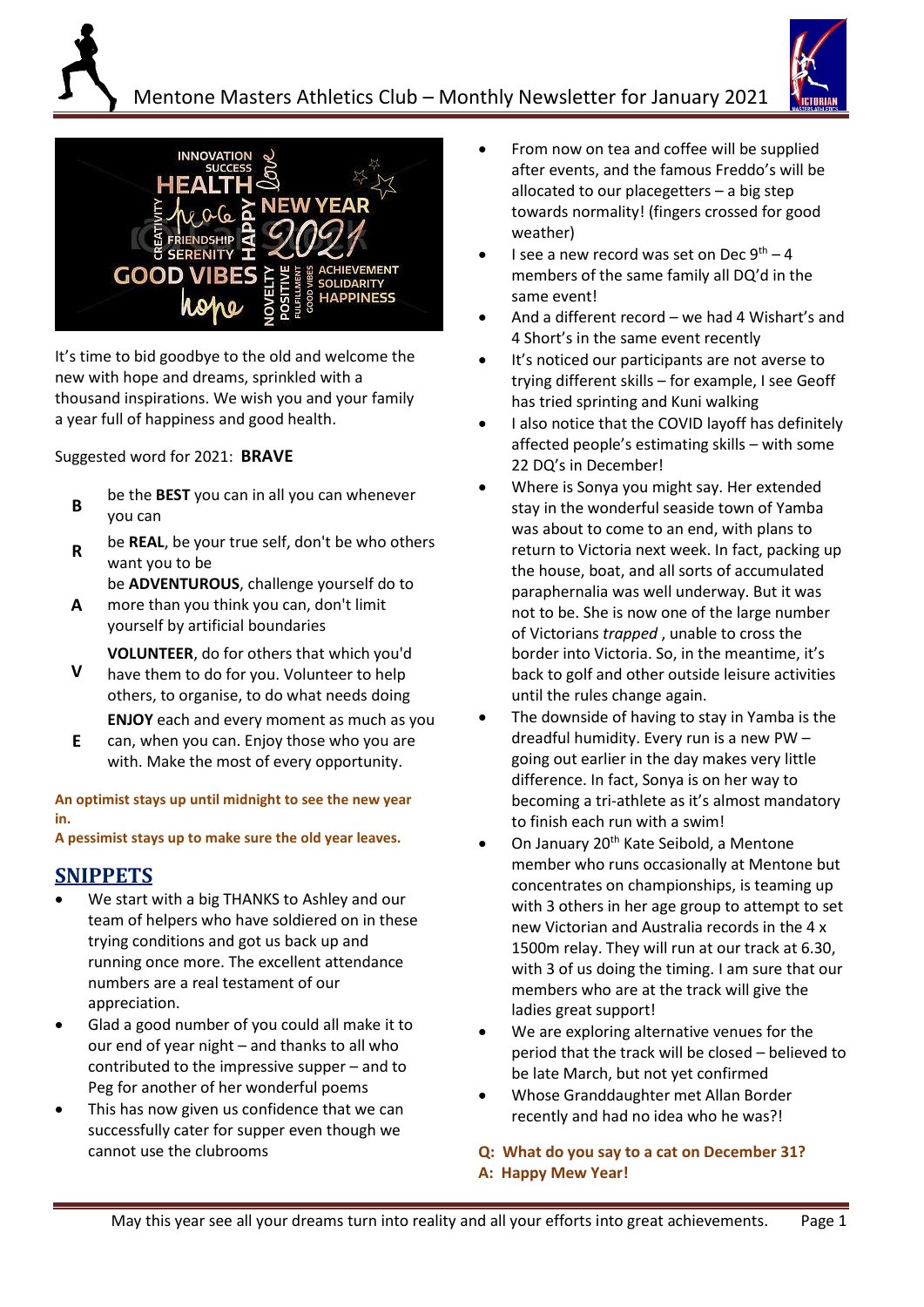# Mentone Masters Athletics Club – Monthly Newsletter for January 2021

It's time to bid goodbye to the old and welcome the new with hope and dreams, sprinkled with a thousand inspirations. We wish you and your family a year full of happiness and good health.

Suggested word for 2021: **BRAVE**

| | |
|---|---|
| **B** | be the **BEST** you can in all you can whenever you can |
| **R** | be **REAL**, be your true self, don't be who others want you to be |
| **A** | be **ADVENTUROUS**, challenge yourself do to more than you think you can, don't limit yourself by artificial boundaries |
| **V** | **VOLUNTEER**, do for others that which you'd have them to do for you. Volunteer to help others, to organise, to do what needs doing |
| **E** | **ENJOY** each and every moment as much as you can, when you can. Enjoy those who you are with. Make the most of every opportunity. |

**An optimist stays up until midnight to see the new year in.**
**A pessimist stays up to make sure the old year leaves.**

## SNIPPETS

- We start with a big THANKS to Ashley and our team of helpers who have soldiered on in these trying conditions and got us back up and running once more. The excellent attendance numbers are a real testament of our appreciation.
- Glad a good number of you could all make it to our end of year night – and thanks to all who contributed to the impressive supper – and to Peg for another of her wonderful poems
- This has now given us confidence that we can successfully cater for supper even though we cannot use the clubrooms
- From now on tea and coffee will be supplied after events, and the famous Freddo's will be allocated to our placegetters – a big step towards normality! (fingers crossed for good weather)
- I see a new record was set on Dec 9th – 4 members of the same family all DQ'd in the same event!
- And a different record – we had 4 Wishart's and 4 Short's in the same event recently
- It's noticed our participants are not averse to trying different skills – for example, I see Geoff has tried sprinting and Kuni walking
- I also notice that the COVID layoff has definitely affected people's estimating skills – with some 22 DQ's in December!
- Where is Sonya you might say. Her extended stay in the wonderful seaside town of Yamba was about to come to an end, with plans to return to Victoria next week. In fact, packing up the house, boat, and all sorts of accumulated paraphernalia was well underway. But it was not to be. She is now one of the large number of Victorians *trapped* , unable to cross the border into Victoria. So, in the meantime, it's back to golf and other outside leisure activities until the rules change again.
- The downside of having to stay in Yamba is the dreadful humidity. Every run is a new PW – going out earlier in the day makes very little difference. In fact, Sonya is on her way to becoming a tri-athlete as it's almost mandatory to finish each run with a swim!
- On January 20th Kate Seibold, a Mentone member who runs occasionally at Mentone but concentrates on championships, is teaming up with 3 others in her age group to attempt to set new Victorian and Australia records in the 4 x 1500m relay. They will run at our track at 6.30, with 3 of us doing the timing. I am sure that our members who are at the track will give the ladies great support!
- We are exploring alternative venues for the period that the track will be closed – believed to be late March, but not yet confirmed
- Whose Granddaughter met Allan Border recently and had no idea who he was?!

**Q: What do you say to a cat on December 31?**
**A: Happy Mew Year!**

May this year see all your dreams turn into reality and all your efforts into great achievements.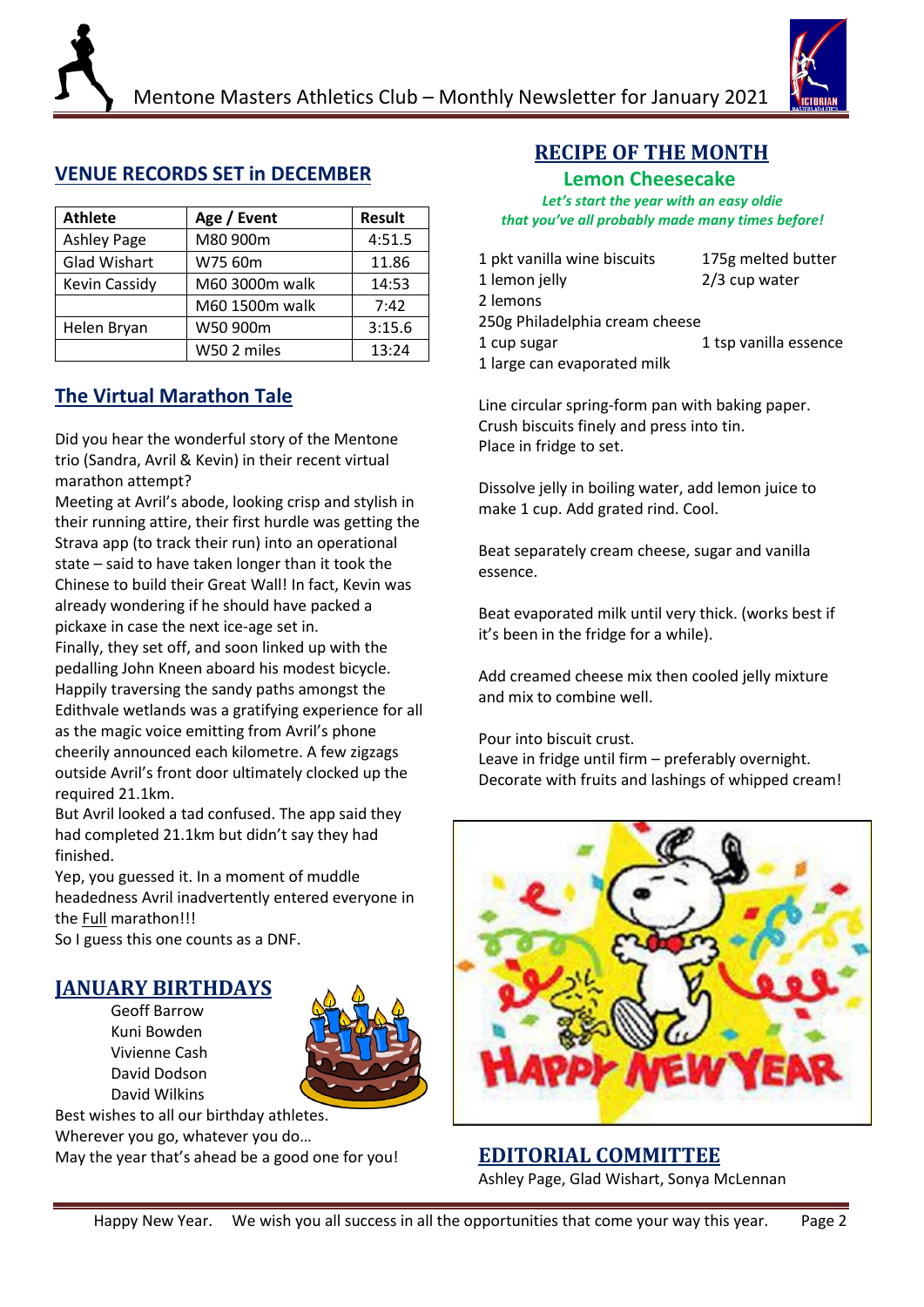## VENUE RECORDS SET in DECEMBER

| Athlete | Age / Event | Result |
|---|---|---|
| Ashley Page | M80 900m | 4:51.5 |
| Glad Wishart | W75 60m | 11.86 |
| Kevin Cassidy | M60 3000m walk | 14:53 |
| | M60 1500m walk | 7:42 |
| Helen Bryan | W50 900m | 3:15.6 |
| | W50 2 miles | 13:24 |

## The Virtual Marathon Tale

Did you hear the wonderful story of the Mentone trio (Sandra, Avril & Kevin) in their recent virtual marathon attempt?

Meeting at Avril's abode, looking crisp and stylish in their running attire, their first hurdle was getting the Strava app (to track their run) into an operational state – said to have taken longer than it took the Chinese to build their Great Wall! In fact, Kevin was already wondering if he should have packed a pickaxe in case the next ice-age set in.

Finally, they set off, and soon linked up with the pedalling John Kneen aboard his modest bicycle. Happily traversing the sandy paths amongst the Edithvale wetlands was a gratifying experience for all as the magic voice emitting from Avril's phone cheerily announced each kilometre. A few zigzags outside Avril's front door ultimately clocked up the required 21.1km.

But Avril looked a tad confused. The app said they had completed 21.1km but didn't say they had finished.

Yep, you guessed it. In a moment of muddle headedness Avril inadvertently entered everyone in the Full marathon!!!

So I guess this one counts as a DNF.

## JANUARY BIRTHDAYS

Geoff Barrow
Kuni Bowden
Vivienne Cash
David Dodson
David Wilkins

Best wishes to all our birthday athletes.
Wherever you go, whatever you do…
May the year that's ahead be a good one for you!

## RECIPE OF THE MONTH

### Lemon Cheesecake

***Let's start the year with an easy oldie that you've all probably made many times before!***

- 1 pkt vanilla wine biscuits
- 175g melted butter
- 1 lemon jelly
- 2/3 cup water
- 2 lemons
- 250g Philadelphia cream cheese
- 1 cup sugar
- 1 tsp vanilla essence
- 1 large can evaporated milk

Line circular spring-form pan with baking paper.
Crush biscuits finely and press into tin.
Place in fridge to set.

Dissolve jelly in boiling water, add lemon juice to make 1 cup. Add grated rind. Cool.

Beat separately cream cheese, sugar and vanilla essence.

Beat evaporated milk until very thick. (works best if it's been in the fridge for a while).

Add creamed cheese mix then cooled jelly mixture and mix to combine well.

Pour into biscuit crust.
Leave in fridge until firm – preferably overnight.
Decorate with fruits and lashings of whipped cream!

HAPPY NEW YEAR

## EDITORIAL COMMITTEE

Ashley Page, Glad Wishart, Sonya McLennan

Happy New Year. We wish you all success in all the opportunities that come your way this year.